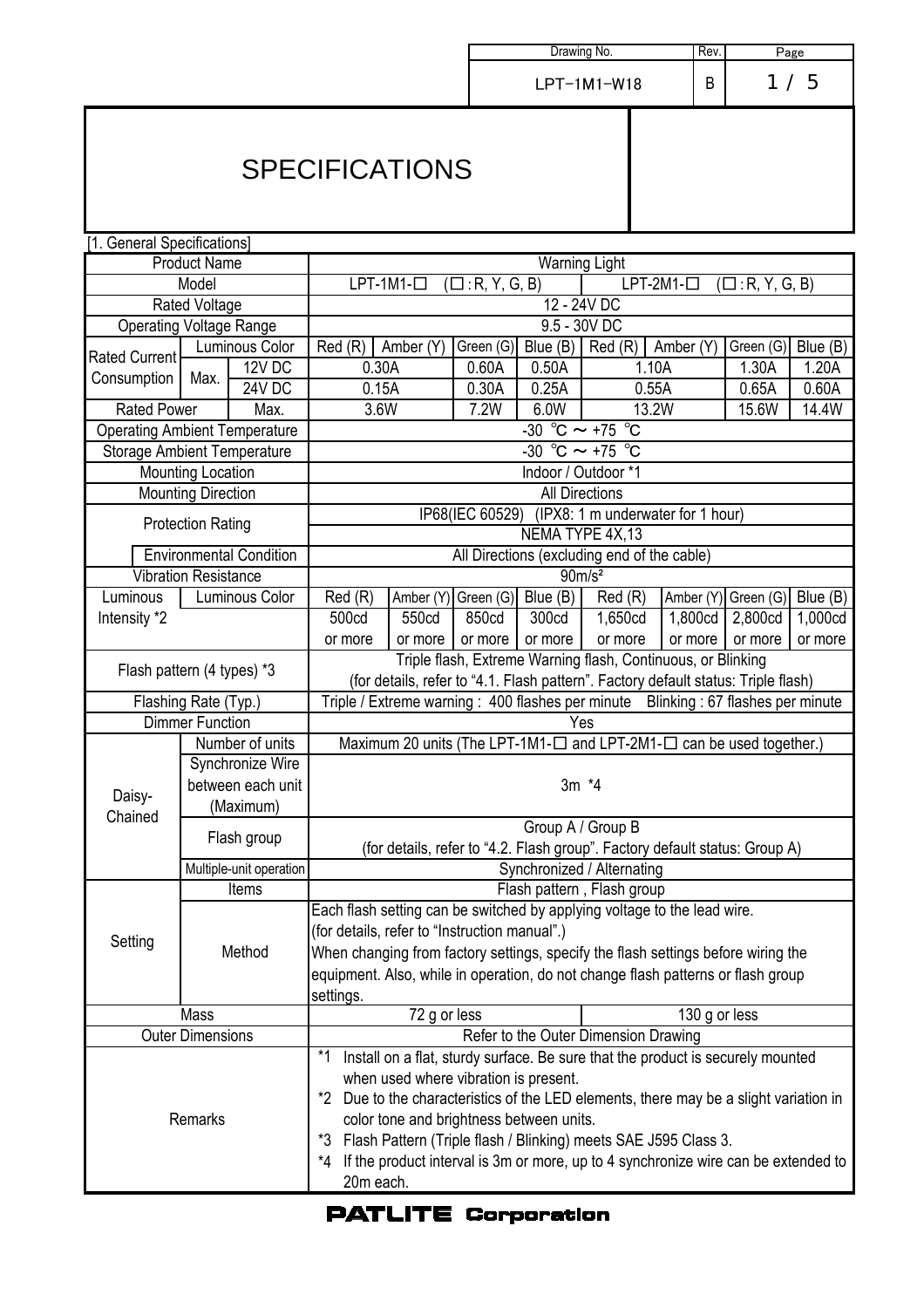| Drawing No. | Rev. | Page |
|---|---|---|
| LPT-1M1-W18 | B | 1 / 5 |

# SPECIFICATIONS

[1. General Specifications]

| | | | | | | | | | | |
|---|---|---|---|---|---|---|---|---|---|---|
| Product Name | | | Warning Light | | | | | | | |
| Model | | | LPT-1M1-□ (□ : R, Y, G, B) | | | | LPT-2M1-□ (□ : R, Y, G, B) | | | |
| Rated Voltage | | | 12 - 24V DC | | | | | | | |
| Operating Voltage Range | | | 9.5 - 30V DC | | | | | | | |
| Rated Current Consumption | Luminous Color | | Red (R) | Amber (Y) | Green (G) | Blue (B) | Red (R) | Amber (Y) | Green (G) | Blue (B) |
| | Max. | 12V DC | 0.30A | | 0.60A | 0.50A | 1.10A | | 1.30A | 1.20A |
| | | 24V DC | 0.15A | | 0.30A | 0.25A | 0.55A | | 0.65A | 0.60A |
| Rated Power | | Max. | 3.6W | | 7.2W | 6.0W | 13.2W | | 15.6W | 14.4W |
| Operating Ambient Temperature | | | -30 ℃ ～ +75 ℃ | | | | | | | |
| Storage Ambient Temperature | | | -30 ℃ ～ +75 ℃ | | | | | | | |
| Mounting Location | | | Indoor / Outdoor *1 | | | | | | | |
| Mounting Direction | | | All Directions | | | | | | | |
| Protection Rating | | | IP68(IEC 60529) (IPX8: 1 m underwater for 1 hour) | | | | | | | |
| | | | NEMA TYPE 4X,13 | | | | | | | |
| | Environmental Condition | | All Directions (excluding end of the cable) | | | | | | | |
| Vibration Resistance | | | 90m/s² | | | | | | | |
| Luminous Intensity *2 | Luminous Color | | Red (R) | Amber (Y) | Green (G) | Blue (B) | Red (R) | Amber (Y) | Green (G) | Blue (B) |
| | | | 500cd or more | 550cd or more | 850cd or more | 300cd or more | 1,650cd or more | 1,800cd or more | 2,800cd or more | 1,000cd or more |
| Flash pattern (4 types) *3 | | | Triple flash, Extreme Warning flash, Continuous, or Blinking (for details, refer to “4.1. Flash pattern”. Factory default status: Triple flash) | | | | | | | |
| Flashing Rate (Typ.) | | | Triple / Extreme warning : 400 flashes per minute Blinking : 67 flashes per minute | | | | | | | |
| Dimmer Function | | | Yes | | | | | | | |
| Daisy-Chained | Number of units | | Maximum 20 units (The LPT-1M1-□ and LPT-2M1-□ can be used together.) | | | | | | | |
| | Synchronize Wire between each unit (Maximum) | | 3m *4 | | | | | | | |
| | Flash group | | Group A / Group B (for details, refer to “4.2. Flash group”. Factory default status: Group A) | | | | | | | |
| | Multiple-unit operation | | Synchronized / Alternating | | | | | | | |
| Setting | Items | | Flash pattern , Flash group | | | | | | | |
| | Method | | Each flash setting can be switched by applying voltage to the lead wire. (for details, refer to “Instruction manual”.) When changing from factory settings, specify the flash settings before wiring the equipment. Also, while in operation, do not change flash patterns or flash group settings. | | | | | | | |
| Mass | | | 72 g or less | | | | 130 g or less | | | |
| Outer Dimensions | | | Refer to the Outer Dimension Drawing | | | | | | | |
| Remarks | | | *1 Install on a flat, sturdy surface. Be sure that the product is securely mounted when used where vibration is present.<br>*2 Due to the characteristics of the LED elements, there may be a slight variation in color tone and brightness between units.<br>*3 Flash Pattern (Triple flash / Blinking) meets SAE J595 Class 3.<br>*4 If the product interval is 3m or more, up to 4 synchronize wire can be extended to 20m each. | | | | | | | |

**PATLITE Corporation**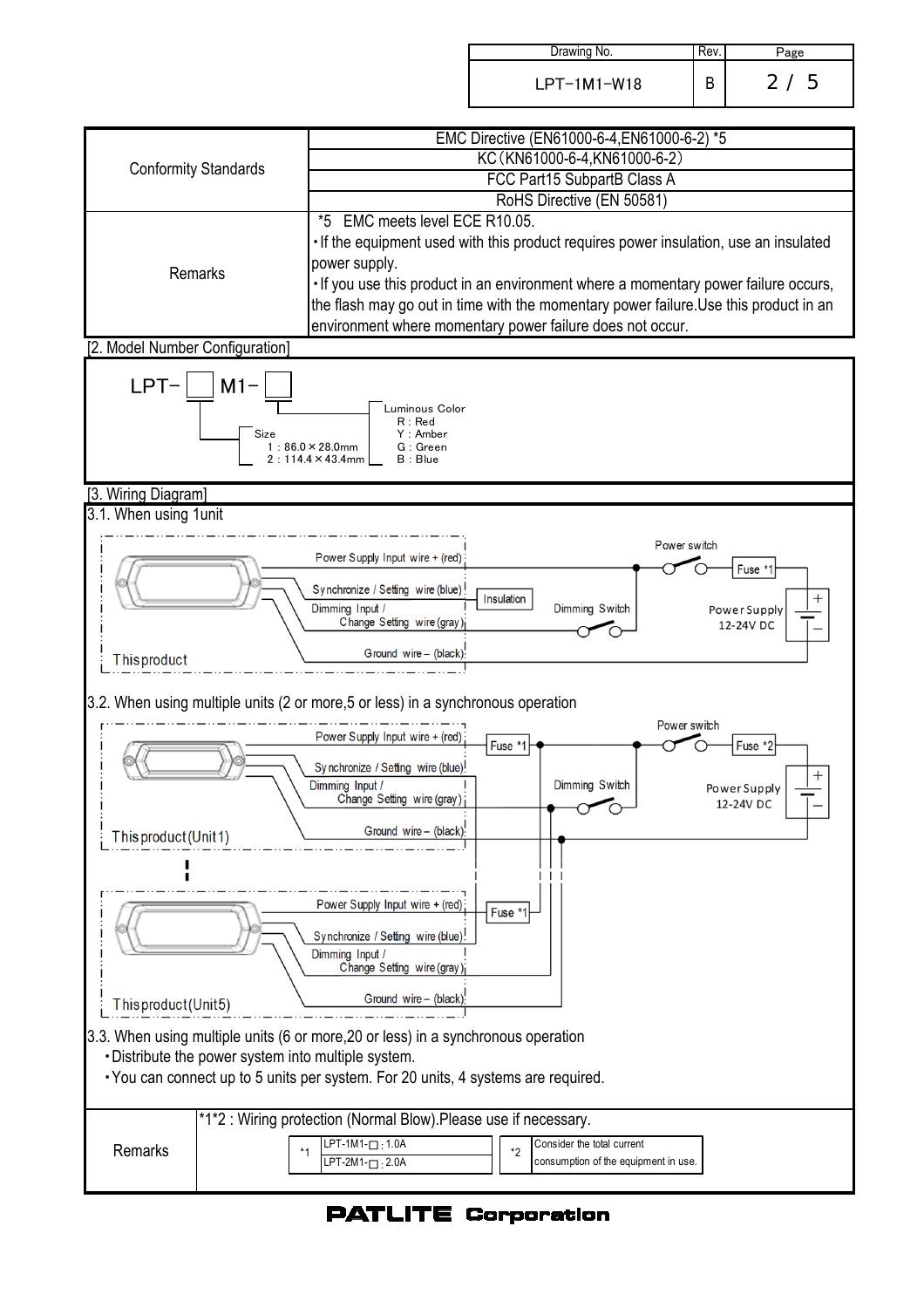| Conformity Standards | EMC Directive (EN61000-6-4,EN61000-6-2) *5 |
|---|---|
| | KC（KN61000-6-4,KN61000-6-2） |
| | FCC Part15 SubpartB Class A |
| | RoHS Directive (EN 50581) |
| Remarks | *5 EMC meets level ECE R10.05.<br>・If the equipment used with this product requires power insulation, use an insulated power supply.<br>・If you use this product in an environment where a momentary power failure occurs, the flash may go out in time with the momentary power failure.Use this product in an environment where momentary power failure does not occur. |

[2. Model Number Configuration]

LPT-□ M1-□

- Size
  - 1 : 86.0×28.0mm
  - 2 : 114.4×43.4mm
- Luminous Color
  - R : Red
  - Y : Amber
  - G : Green
  - B : Blue

[3. Wiring Diagram]

3.1. When using 1unit

This product — Power Supply Input wire + (red); Synchronize / Setting wire (blue) — Insulation; Dimming Input / Change Setting wire (gray) — Dimming Switch; Ground wire – (black). Power switch, Fuse *1, Power Supply 12-24V DC.

3.2. When using multiple units (2 or more,5 or less) in a synchronous operation

This product (Unit1) … This product (Unit5) — Power Supply Input wire + (red) — Fuse *1; Synchronize / Setting wire (blue); Dimming Input / Change Setting wire (gray) — Dimming Switch; Ground wire – (black). Power switch, Fuse *2, Power Supply 12-24V DC.

3.3. When using multiple units (6 or more,20 or less) in a synchronous operation

・Distribute the power system into multiple system.

・You can connect up to 5 units per system. For 20 units, 4 systems are required.

| Remarks | *1*2 : Wiring protection (Normal Blow).Please use if necessary.<br>*1: LPT-1M1-□ : 1.0A, LPT-2M1-□ : 2.0A<br>*2: Consider the total current consumption of the equipment in use. |
|---|---|

PATLITE Corporation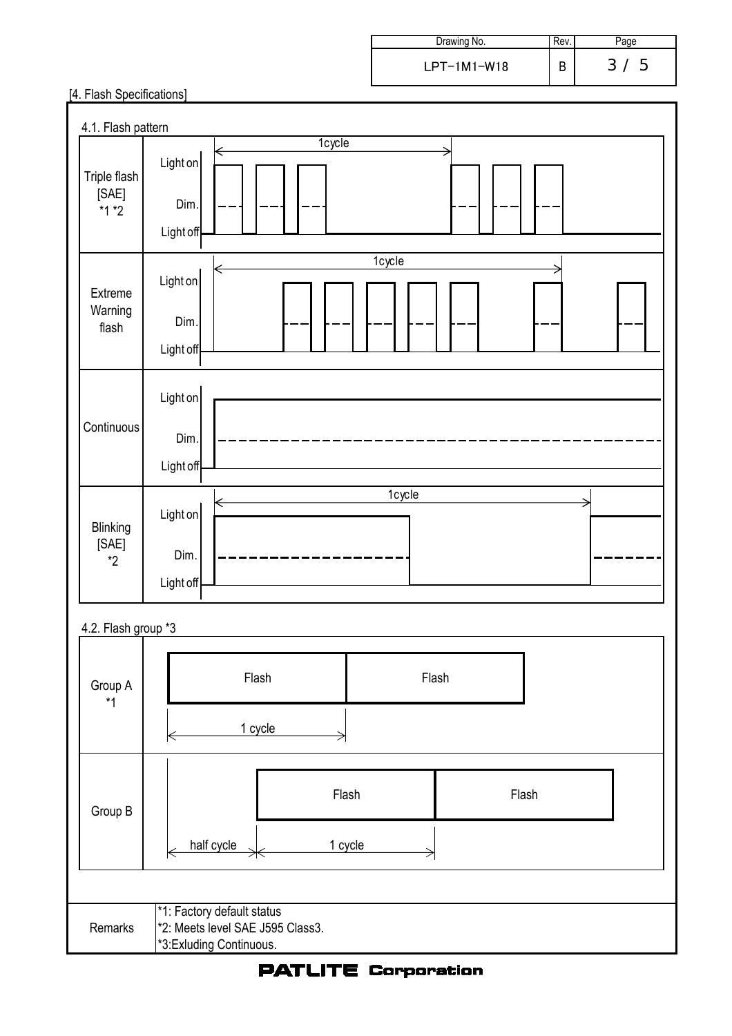[4. Flash Specifications]

### 4.1. Flash pattern

| Pattern | Diagram labels |
|---|---|
| Triple flash [SAE] *1 *2 | Light on / Dim. / Light off — 1cycle |
| Extreme Warning flash | Light on / Dim. / Light off — 1cycle |
| Continuous | Light on / Dim. / Light off |
| Blinking [SAE] *2 | Light on / Dim. / Light off — 1cycle |

### 4.2. Flash group *3

| Group | Diagram labels |
|---|---|
| Group A *1 | Flash, Flash — 1 cycle |
| Group B | Flash, Flash — half cycle, 1 cycle |

| Remarks | |
|---|---|
| | *1: Factory default status<br>*2: Meets level SAE J595 Class3.<br>*3:Exluding Continuous. |

PATLITE Corporation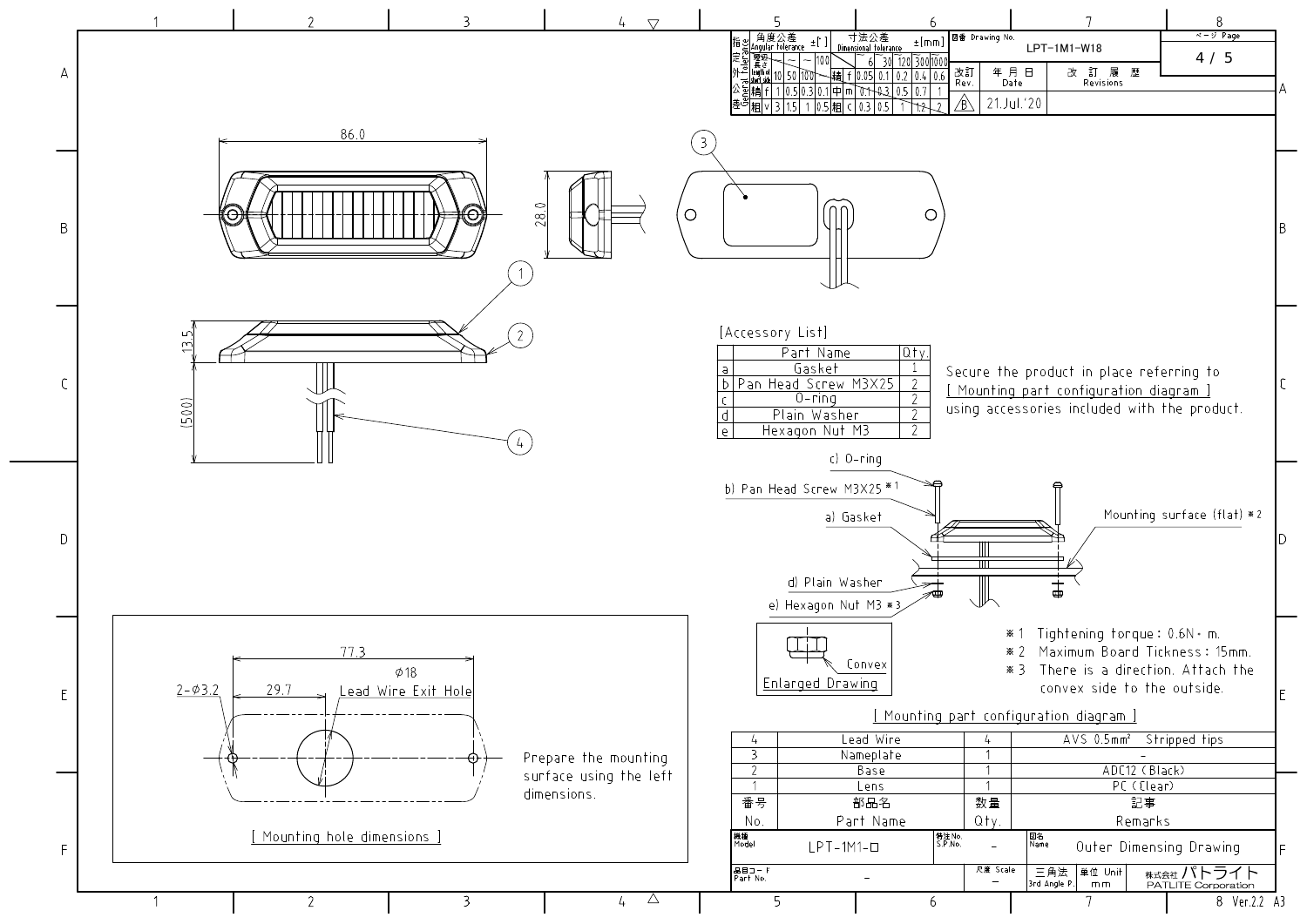| 指定外公差 General tolerance | 角度公差 Angular tolerance ±[°] | | | | 寸法公差 Dimensional tolerance ±[mm] | | | | | | |
|---|---|---|---|---|---|---|---|---|---|---|---|
| 短辺長さ | ~10 | ~50 | ~100 | 100~ | | ~6 | 6~30 | 30~120 | 120~300 | 300~1000 |
| 精 f | 1 | 0.5 | 0.3 | 0.1 | 精 f | 0.05 | 0.1 | 0.2 | 0.4 | 0.6 |
| | | | | | 中 m | 0.1 | 0.3 | 0.5 | 0.7 | 1 |
| 粗 v | 3 | 1.5 | 1 | 0.5 | 粗 c | 0.3 | 0.5 | 1 | 1.2 | 2 |

図番 Drawing No. LPT-1M1-W18

| 改訂 Rev. | 年月日 Date | 改訂履歴 Revisions |
|---|---|---|
| B | 21.Jul.'20 | |

86.0

28.0

13.5

(500)

[Accessory List]

| | Part Name | Qty. |
|---|---|---|
| a | Gasket | 1 |
| b | Pan Head Screw M3X25 | 2 |
| c | O-ring | 2 |
| d | Plain Washer | 2 |
| e | Hexagon Nut M3 | 2 |

Secure the product in place referring to [ Mounting part configuration diagram ] using accessories included with the product.

c) O-ring

b) Pan Head Screw M3X25 ※1

a) Gasket

Mounting surface (flat) ※2

d) Plain Washer

e) Hexagon Nut M3 ※3

Convex

Enlarged Drawing

※1 Tightening torque: 0.6N・m.

※2 Maximum Board Tickness: 15mm.

※3 There is a direction. Attach the convex side to the outside.

[ Mounting part configuration diagram ]

77.3

2-φ3.2

29.7

φ18

Lead Wire Exit Hole

Prepare the mounting surface using the left dimensions.

[ Mounting hole dimensions ]

| 番号 No. | 部品名 Part Name | 数量 Qty. | 記事 Remarks |
|---|---|---|---|
| 4 | Lead Wire | 4 | AVS 0.5mm² Stripped tips |
| 3 | Nameplate | 1 | - |
| 2 | Base | 1 | ADC12 (Black) |
| 1 | Lens | 1 | PC (Clear) |

| 機種 Model | LPT-1M1-□ | 特注No. S.P.No. | - | 図名 Name | Outer Dimensing Drawing |
|---|---|---|---|---|---|
| 品目コード Part No. | - | 尺度 Scale | - | 三角法 3rd Angle P. | 単位 Unit mm |

株式会社パトライト PATLITE Corporation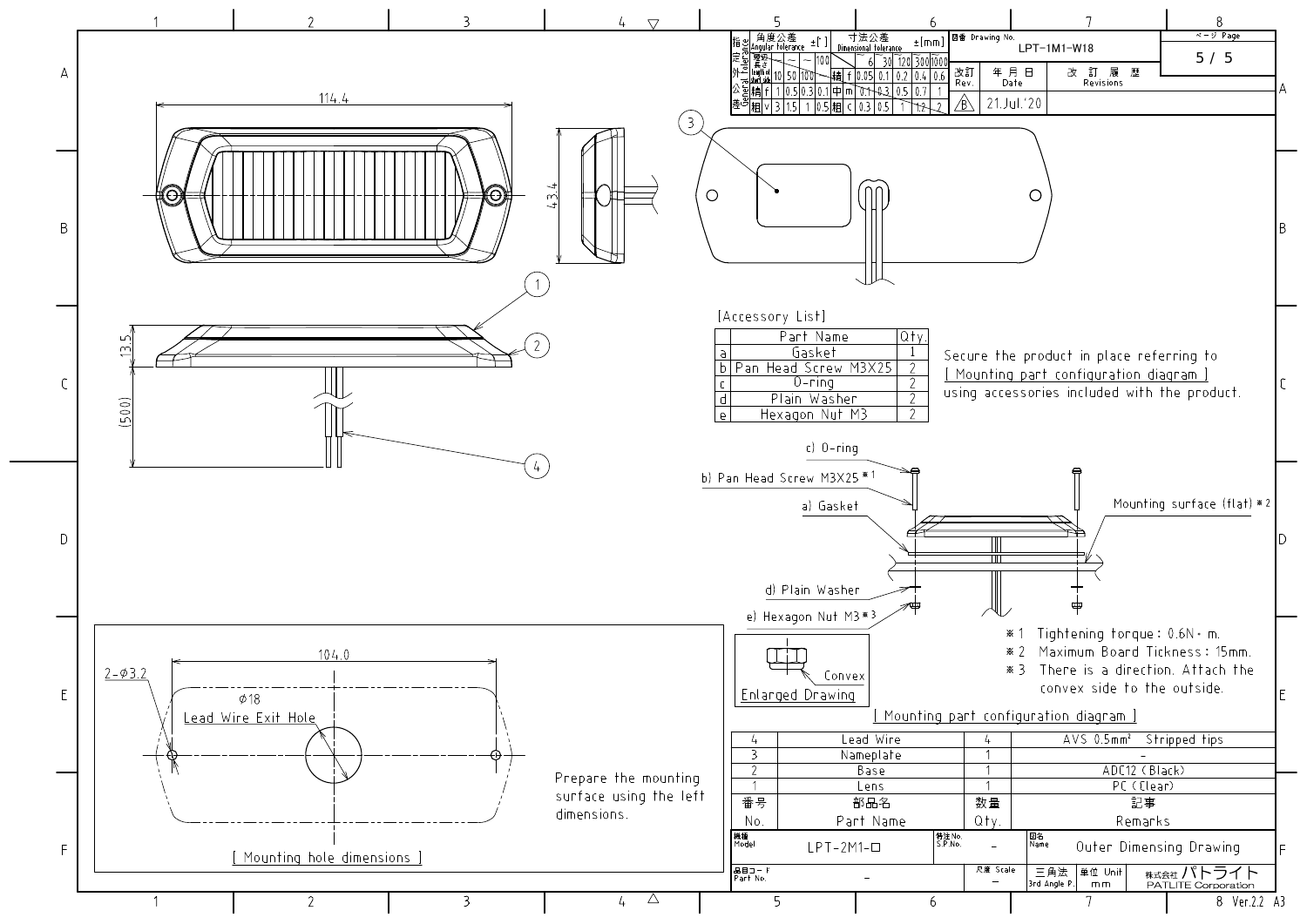| 指定外公差 General tolerance | 角度公差 Angular tolerance ±[°] | | | | 寸法公差 Dimensional tolerance ±[mm] | | | | | | |
|---|---|---|---|---|---|---|---|---|---|---|---|
| | 短辺長さ length of short side | ~10 | ~50 | ~100 | 100~ | | ~6 | ~30 | ~120 | ~300 | ~1000 |
| 精 f | | 1 | 0.5 | 0.3 | 0.1 | 精 f | 0.05 | 0.1 | 0.2 | 0.4 | 0.6 |
| | | | | | | 中 m | 0.1 | 0.3 | 0.5 | 0.7 | 1 |
| 粗 v | | 3 | 1.5 | 1 | 0.5 | 粗 c | 0.3 | 0.5 | 1 | 1.2 | 2 |

図番 Drawing No. LPT-1M1-W18

| 改訂 Rev. | 年月日 Date | 改訂履歴 Revisions |
|---|---|---|
| B | 21.Jul.'20 | |

114.4

43.4

13.5

(500)

[Accessory List]

| | Part Name | Qty. |
|---|---|---|
| a | Gasket | 1 |
| b | Pan Head Screw M3X25 | 2 |
| c | O-ring | 2 |
| d | Plain Washer | 2 |
| e | Hexagon Nut M3 | 2 |

Secure the product in place referring to [ Mounting part configuration diagram ] using accessories included with the product.

c) O-ring

b) Pan Head Screw M3X25 ※1

a) Gasket

Mounting surface (flat) ※2

d) Plain Washer

e) Hexagon Nut M3 ※3

Convex

Enlarged Drawing

※1 Tightening torque: 0.6N・m.

※2 Maximum Board Tickness: 15mm.

※3 There is a direction. Attach the convex side to the outside.

[ Mounting part configuration diagram ]

104.0

2-φ3.2

φ18

Lead Wire Exit Hole

[ Mounting hole dimensions ]

Prepare the mounting surface using the left dimensions.

| 番号 No. | 部品名 Part Name | 数量 Qty. | 記事 Remarks |
|---|---|---|---|
| 4 | Lead Wire | 4 | AVS 0.5mm² Stripped tips |
| 3 | Nameplate | 1 | - |
| 2 | Base | 1 | ADC12 (Black) |
| 1 | Lens | 1 | PC (Clear) |

| | | | | | |
|---|---|---|---|---|---|
| 機種 Model | LPT-2M1-□ | 特注No. S.P.No. | - | 図名 Name | Outer Dimensing Drawing |
| 品目コード Part No. | - | 尺度 Scale | - | 三角法 3rd Angle P. / 単位 Unit mm | 株式会社パトライト PATLITE Corporation |